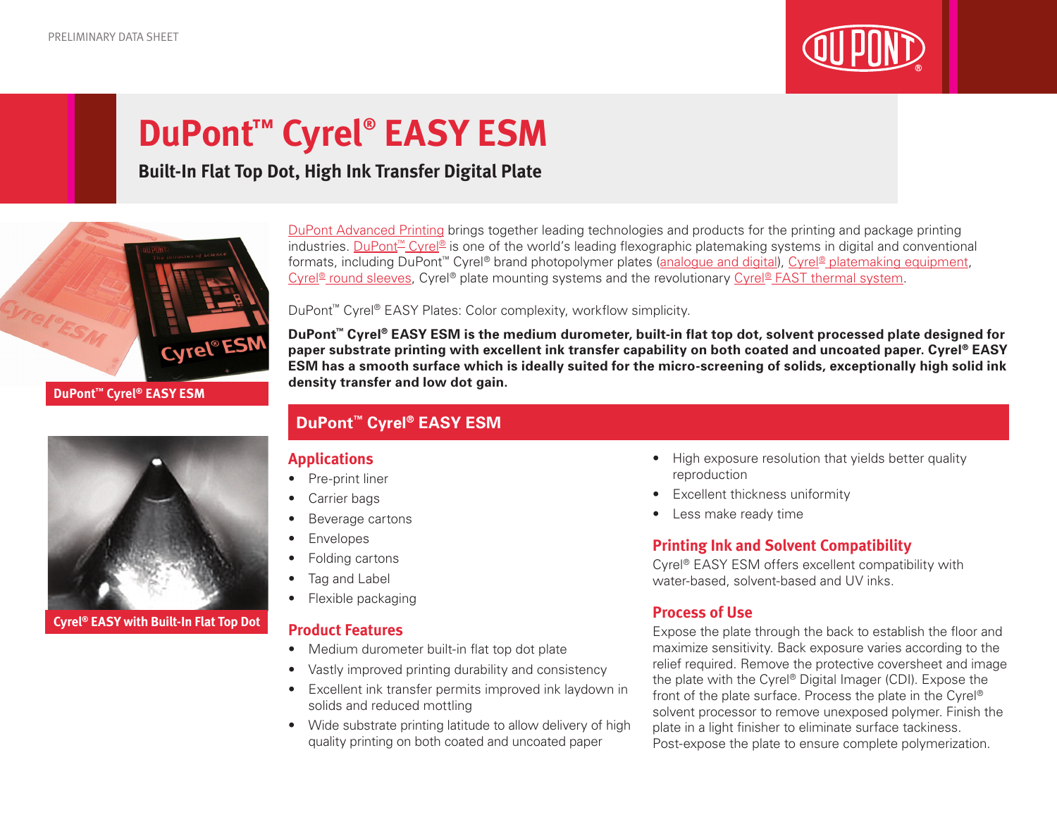PRELIMINARY DATA SHEET

# DuPont™ Cyrel® EASY ESM

**Built-In Flat Top Dot, High Ink Transfer Digital Plate**

DuPont™ Cyrel® EASY ESM

Cyrel® EASY with Built-In Flat Top Dot

DuPont Advanced Printing brings together leading technologies and products for the printing and package printing industries. DuPont™ Cyrel® is one of the world's leading flexographic platemaking systems in digital and conventional formats, including DuPont™ Cyrel® brand photopolymer plates (analogue and digital), Cyrel® platemaking equipment, Cyrel® round sleeves, Cyrel® plate mounting systems and the revolutionary Cyrel® FAST thermal system.

DuPont™ Cyrel® EASY Plates: Color complexity, workflow simplicity.

**DuPont™ Cyrel® EASY ESM is the medium durometer, built-in flat top dot, solvent processed plate designed for paper substrate printing with excellent ink transfer capability on both coated and uncoated paper. Cyrel® EASY ESM has a smooth surface which is ideally suited for the micro-screening of solids, exceptionally high solid ink density transfer and low dot gain.**

## DuPont™ Cyrel® EASY ESM

### Applications

- Pre-print liner
- Carrier bags
- Beverage cartons
- Envelopes
- Folding cartons
- Tag and Label
- Flexible packaging

### Product Features

- Medium durometer built-in flat top dot plate
- Vastly improved printing durability and consistency
- Excellent ink transfer permits improved ink laydown in solids and reduced mottling
- Wide substrate printing latitude to allow delivery of high quality printing on both coated and uncoated paper
- High exposure resolution that yields better quality reproduction
- Excellent thickness uniformity
- Less make ready time

### Printing Ink and Solvent Compatibility

Cyrel® EASY ESM offers excellent compatibility with water-based, solvent-based and UV inks.

### Process of Use

Expose the plate through the back to establish the floor and maximize sensitivity. Back exposure varies according to the relief required. Remove the protective coversheet and image the plate with the Cyrel® Digital Imager (CDI). Expose the front of the plate surface. Process the plate in the Cyrel® solvent processor to remove unexposed polymer. Finish the plate in a light finisher to eliminate surface tackiness. Post-expose the plate to ensure complete polymerization.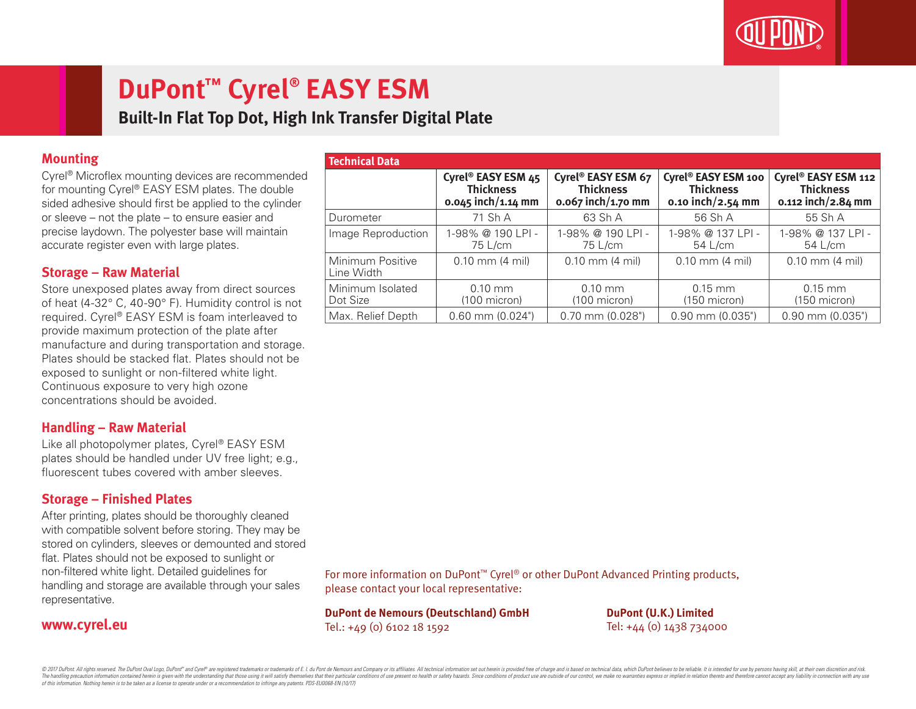# DuPont™ Cyrel® EASY ESM

## Built-In Flat Top Dot, High Ink Transfer Digital Plate

### Mounting

Cyrel® Microflex mounting devices are recommended for mounting Cyrel® EASY ESM plates. The double sided adhesive should first be applied to the cylinder or sleeve – not the plate – to ensure easier and precise laydown. The polyester base will maintain accurate register even with large plates.

### Storage – Raw Material

Store unexposed plates away from direct sources of heat (4-32° C, 40-90° F). Humidity control is not required. Cyrel® EASY ESM is foam interleaved to provide maximum protection of the plate after manufacture and during transportation and storage. Plates should be stacked flat. Plates should not be exposed to sunlight or non-filtered white light. Continuous exposure to very high ozone concentrations should be avoided.

### Handling – Raw Material

Like all photopolymer plates, Cyrel® EASY ESM plates should be handled under UV free light; e.g., fluorescent tubes covered with amber sleeves.

### Storage – Finished Plates

After printing, plates should be thoroughly cleaned with compatible solvent before storing. They may be stored on cylinders, sleeves or demounted and stored flat. Plates should not be exposed to sunlight or non-filtered white light. Detailed guidelines for handling and storage are available through your sales representative.

**www.cyrel.eu**

**Technical Data**

| | Cyrel® EASY ESM 45 Thickness 0.045 inch/1.14 mm | Cyrel® EASY ESM 67 Thickness 0.067 inch/1.70 mm | Cyrel® EASY ESM 100 Thickness 0.10 inch/2.54 mm | Cyrel® EASY ESM 112 Thickness 0.112 inch/2.84 mm |
|---|---|---|---|---|
| Durometer | 71 Sh A | 63 Sh A | 56 Sh A | 55 Sh A |
| Image Reproduction | 1-98% @ 190 LPI - 75 L/cm | 1-98% @ 190 LPI - 75 L/cm | 1-98% @ 137 LPI - 54 L/cm | 1-98% @ 137 LPI - 54 L/cm |
| Minimum Positive Line Width | 0.10 mm (4 mil) | 0.10 mm (4 mil) | 0.10 mm (4 mil) | 0.10 mm (4 mil) |
| Minimum Isolated Dot Size | 0.10 mm (100 micron) | 0.10 mm (100 micron) | 0.15 mm (150 micron) | 0.15 mm (150 micron) |
| Max. Relief Depth | 0.60 mm (0.024") | 0.70 mm (0.028") | 0.90 mm (0.035") | 0.90 mm (0.035") |

For more information on DuPont™ Cyrel® or other DuPont Advanced Printing products, please contact your local representative:

**DuPont de Nemours (Deutschland) GmbH**
Tel.: +49 (0) 6102 18 1592

**DuPont (U.K.) Limited**
Tel: +44 (0) 1438 734000

*© 2017 DuPont. All rights reserved. The DuPont Oval Logo, DuPont™ and Cyrel® are registered trademarks or trademarks of E. I. du Pont de Nemours and Company or its affiliates. All technical information set out herein is provided free of charge and is based on technical data, which DuPont believes to be reliable. It is intended for use by persons having skill, at their own discretion and risk. The handling precaution information contained herein is given with the understanding that those using it will satisfy themselves that their particular conditions of use present no health or safety hazards. Since conditions of product use are outside of our control, we make no warranties express or implied in relation thereto and therefore cannot accept any liability in connection with any use of this information. Nothing herein is to be taken as a license to operate under or a recommendation to infringe any patents. PDS-EU0068-EN (10/17)*